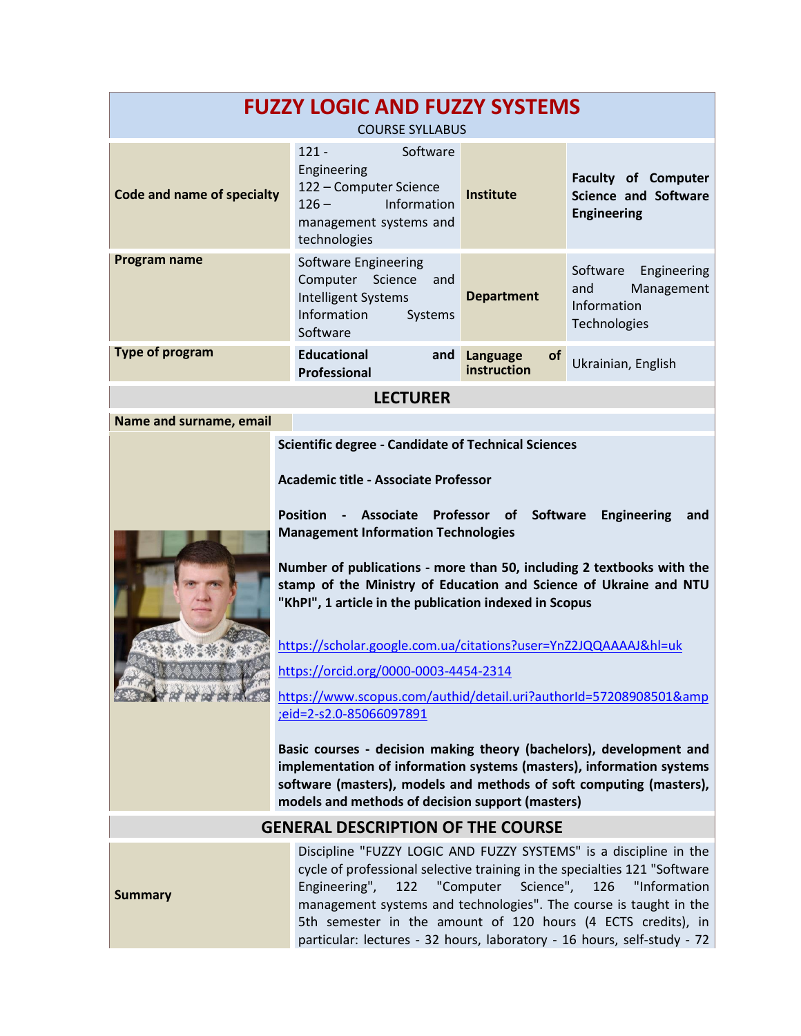# FUZZY LOGIC AND FUZZY SYSTEMS

COURSE SYLLABUS

| | | | |
|---|---|---|---|
| **Code and name of specialty** | 121 - Software Engineering<br>122 – Computer Science<br>126 – Information management systems and technologies | **Institute** | **Faculty of Computer Science and Software Engineering** |
| **Program name** | Software Engineering<br>Computer Science and Intelligent Systems<br>Information Systems Software | **Department** | Software Engineering and Management Information Technologies |
| **Type of program** | **Educational and Professional** | **Language of instruction** | Ukrainian, English |

## LECTURER

| | |
|---|---|
| **Name and surname, email** | |
| | **Scientific degree - Candidate of Technical Sciences**<br><br>**Academic title - Associate Professor**<br><br>**Position - Associate Professor of Software Engineering and Management Information Technologies**<br><br>**Number of publications - more than 50, including 2 textbooks with the stamp of the Ministry of Education and Science of Ukraine and NTU "KhPI", 1 article in the publication indexed in Scopus**<br><br>https://scholar.google.com.ua/citations?user=YnZ2JQQAAAAJ&hl=uk<br><br>https://orcid.org/0000-0003-4454-2314<br><br>https://www.scopus.com/authid/detail.uri?authorId=57208908501&amp;eid=2-s2.0-85066097891<br><br>**Basic courses - decision making theory (bachelors), development and implementation of information systems (masters), information systems software (masters), models and methods of soft computing (masters), models and methods of decision support (masters)** |

## GENERAL DESCRIPTION OF THE COURSE

| | |
|---|---|
| **Summary** | Discipline "FUZZY LOGIC AND FUZZY SYSTEMS" is a discipline in the cycle of professional selective training in the specialties 121 "Software Engineering", 122 "Computer Science", 126 "Information management systems and technologies". The course is taught in the 5th semester in the amount of 120 hours (4 ECTS credits), in particular: lectures - 32 hours, laboratory - 16 hours, self-study - 72 |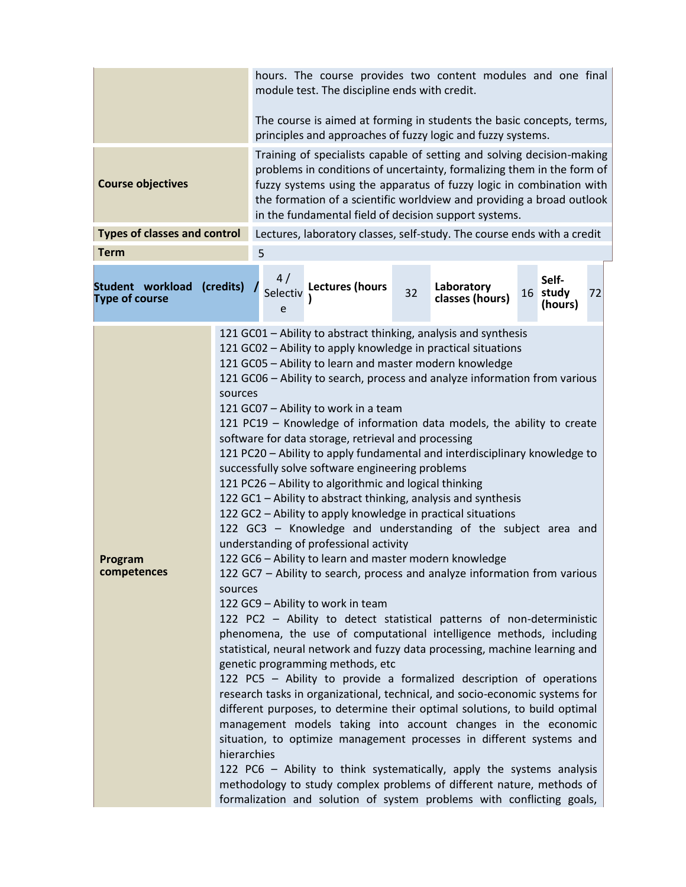| | |
|---|---|
| | hours. The course provides two content modules and one final module test. The discipline ends with credit.<br><br>The course is aimed at forming in students the basic concepts, terms, principles and approaches of fuzzy logic and fuzzy systems. |
| **Course objectives** | Training of specialists capable of setting and solving decision-making problems in conditions of uncertainty, formalizing them in the form of fuzzy systems using the apparatus of fuzzy logic in combination with the formation of a scientific worldview and providing a broad outlook in the fundamental field of decision support systems. |
| **Types of classes and control** | Lectures, laboratory classes, self-study. The course ends with a credit |
| **Term** | 5 |

| **Student workload (credits) / Type of course** | 4 / Selective | **Lectures (hours)** | 32 | **Laboratory classes (hours)** | 16 | **Self-study (hours)** | 72 |
|---|---|---|---|---|---|---|---|

| | |
|---|---|
| **Program competences** | 121 GC01 – Ability to abstract thinking, analysis and synthesis<br>121 GC02 – Ability to apply knowledge in practical situations<br>121 GC05 – Ability to learn and master modern knowledge<br>121 GC06 – Ability to search, process and analyze information from various sources<br>121 GC07 – Ability to work in a team<br>121 PC19 – Knowledge of information data models, the ability to create software for data storage, retrieval and processing<br>121 PC20 – Ability to apply fundamental and interdisciplinary knowledge to successfully solve software engineering problems<br>121 PC26 – Ability to algorithmic and logical thinking<br>122 GC1 – Ability to abstract thinking, analysis and synthesis<br>122 GC2 – Ability to apply knowledge in practical situations<br>122 GC3 – Knowledge and understanding of the subject area and understanding of professional activity<br>122 GC6 – Ability to learn and master modern knowledge<br>122 GC7 – Ability to search, process and analyze information from various sources<br>122 GC9 – Ability to work in team<br>122 PC2 – Ability to detect statistical patterns of non-deterministic phenomena, the use of computational intelligence methods, including statistical, neural network and fuzzy data processing, machine learning and genetic programming methods, etc<br>122 PC5 – Ability to provide a formalized description of operations research tasks in organizational, technical, and socio-economic systems for different purposes, to determine their optimal solutions, to build optimal management models taking into account changes in the economic situation, to optimize management processes in different systems and hierarchies<br>122 PC6 – Ability to think systematically, apply the systems analysis methodology to study complex problems of different nature, methods of formalization and solution of system problems with conflicting goals, |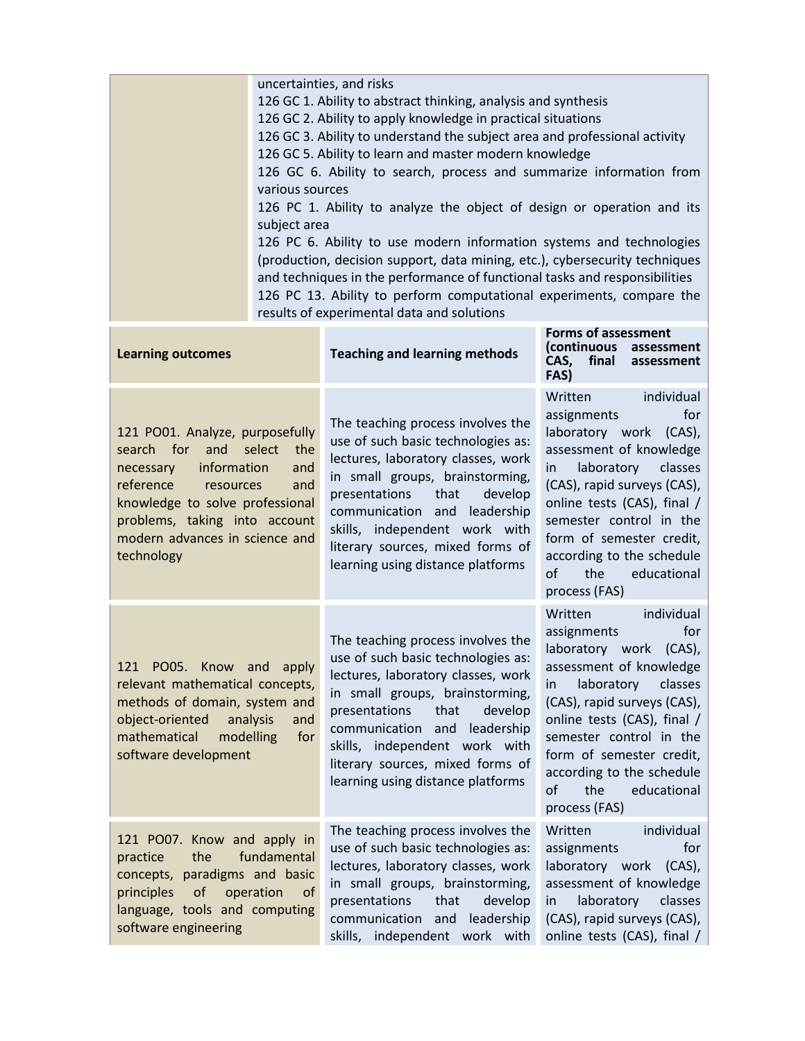| | uncertainties, and risks<br>126 GC 1. Ability to abstract thinking, analysis and synthesis<br>126 GC 2. Ability to apply knowledge in practical situations<br>126 GC 3. Ability to understand the subject area and professional activity<br>126 GC 5. Ability to learn and master modern knowledge<br>126 GC 6. Ability to search, process and summarize information from various sources<br>126 PC 1. Ability to analyze the object of design or operation and its subject area<br>126 PC 6. Ability to use modern information systems and technologies (production, decision support, data mining, etc.), cybersecurity techniques and techniques in the performance of functional tasks and responsibilities<br>126 PC 13. Ability to perform computational experiments, compare the results of experimental data and solutions | |
|---|---|---|
| **Learning outcomes** | **Teaching and learning methods** | **Forms of assessment (continuous assessment CAS, final assessment FAS)** |
| 121 PO01. Analyze, purposefully search for and select the necessary information and reference resources and knowledge to solve professional problems, taking into account modern advances in science and technology | The teaching process involves the use of such basic technologies as: lectures, laboratory classes, work in small groups, brainstorming, presentations that develop communication and leadership skills, independent work with literary sources, mixed forms of learning using distance platforms | Written individual assignments for laboratory work (CAS), assessment of knowledge in laboratory classes (CAS), rapid surveys (CAS), online tests (CAS), final / semester control in the form of semester credit, according to the schedule of the educational process (FAS) |
| 121 PO05. Know and apply relevant mathematical concepts, methods of domain, system and object-oriented analysis and mathematical modelling for software development | The teaching process involves the use of such basic technologies as: lectures, laboratory classes, work in small groups, brainstorming, presentations that develop communication and leadership skills, independent work with literary sources, mixed forms of learning using distance platforms | Written individual assignments for laboratory work (CAS), assessment of knowledge in laboratory classes (CAS), rapid surveys (CAS), online tests (CAS), final / semester control in the form of semester credit, according to the schedule of the educational process (FAS) |
| 121 PO07. Know and apply in practice the fundamental concepts, paradigms and basic principles of operation of language, tools and computing software engineering | The teaching process involves the use of such basic technologies as: lectures, laboratory classes, work in small groups, brainstorming, presentations that develop communication and leadership skills, independent work with | Written individual assignments for laboratory work (CAS), assessment of knowledge in laboratory classes (CAS), rapid surveys (CAS), online tests (CAS), final / |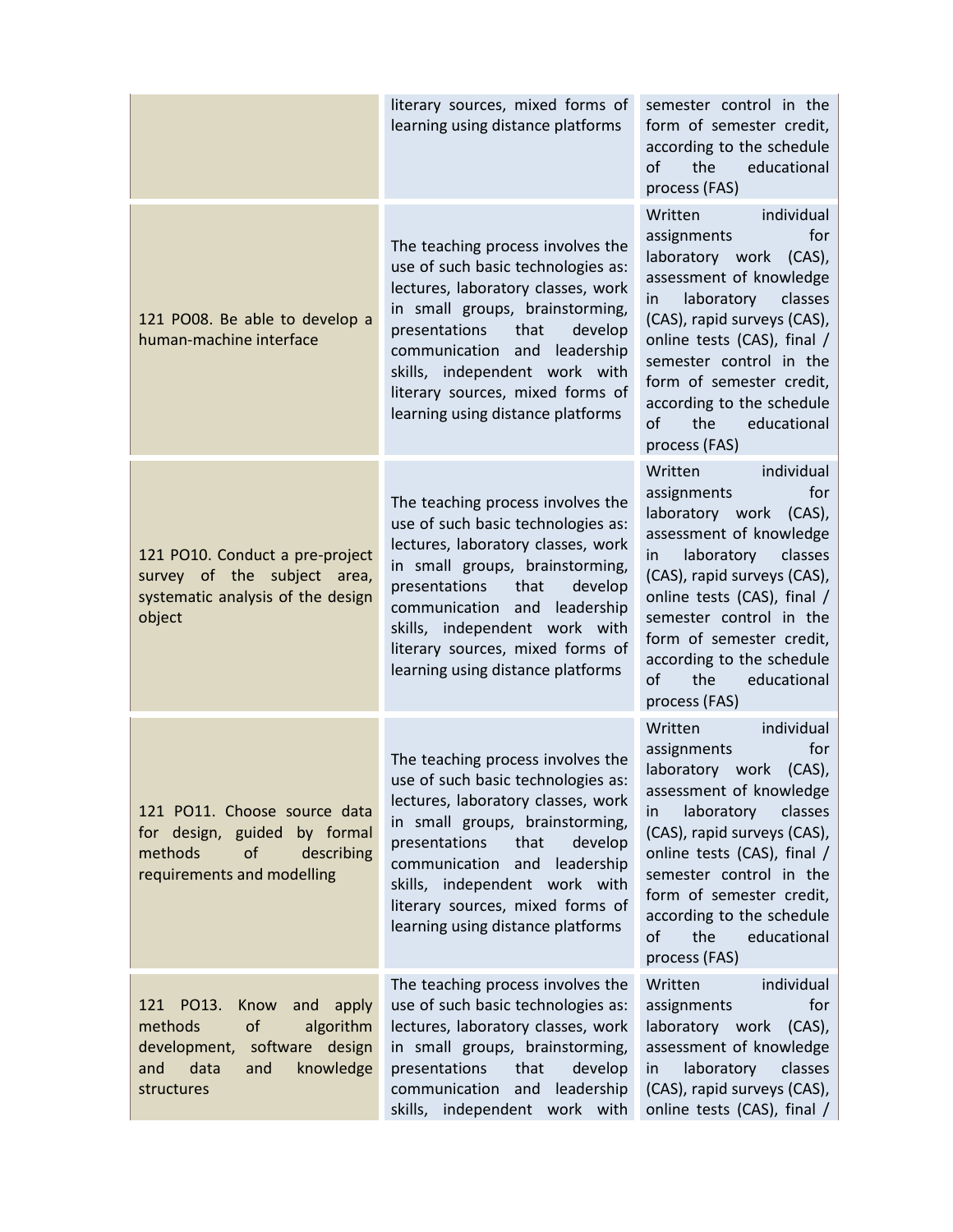| | | |
|---|---|---|
| | literary sources, mixed forms of learning using distance platforms | semester control in the form of semester credit, according to the schedule of the educational process (FAS) |
| 121 PO08. Be able to develop a human-machine interface | The teaching process involves the use of such basic technologies as: lectures, laboratory classes, work in small groups, brainstorming, presentations that develop communication and leadership skills, independent work with literary sources, mixed forms of learning using distance platforms | Written individual assignments for laboratory work (CAS), assessment of knowledge in laboratory classes (CAS), rapid surveys (CAS), online tests (CAS), final / semester control in the form of semester credit, according to the schedule of the educational process (FAS) |
| 121 PO10. Conduct a pre-project survey of the subject area, systematic analysis of the design object | The teaching process involves the use of such basic technologies as: lectures, laboratory classes, work in small groups, brainstorming, presentations that develop communication and leadership skills, independent work with literary sources, mixed forms of learning using distance platforms | Written individual assignments for laboratory work (CAS), assessment of knowledge in laboratory classes (CAS), rapid surveys (CAS), online tests (CAS), final / semester control in the form of semester credit, according to the schedule of the educational process (FAS) |
| 121 PO11. Choose source data for design, guided by formal methods of describing requirements and modelling | The teaching process involves the use of such basic technologies as: lectures, laboratory classes, work in small groups, brainstorming, presentations that develop communication and leadership skills, independent work with literary sources, mixed forms of learning using distance platforms | Written individual assignments for laboratory work (CAS), assessment of knowledge in laboratory classes (CAS), rapid surveys (CAS), online tests (CAS), final / semester control in the form of semester credit, according to the schedule of the educational process (FAS) |
| 121 PO13. Know and apply methods of algorithm development, software design and data and knowledge structures | The teaching process involves the use of such basic technologies as: lectures, laboratory classes, work in small groups, brainstorming, presentations that develop communication and leadership skills, independent work with | Written individual assignments for laboratory work (CAS), assessment of knowledge in laboratory classes (CAS), rapid surveys (CAS), online tests (CAS), final / |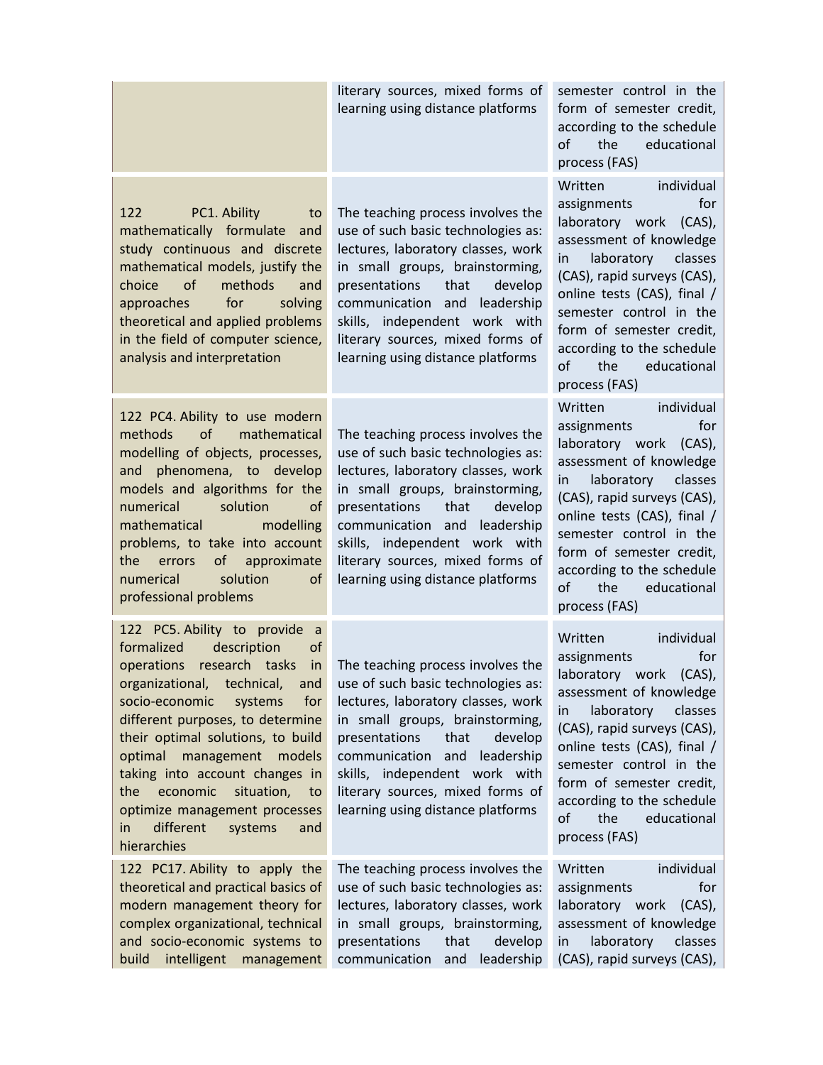| | | |
|---|---|---|
| | literary sources, mixed forms of learning using distance platforms | semester control in the form of semester credit, according to the schedule of the educational process (FAS) |
| 122 PC1. Ability to mathematically formulate and study continuous and discrete mathematical models, justify the choice of methods and approaches for solving theoretical and applied problems in the field of computer science, analysis and interpretation | The teaching process involves the use of such basic technologies as: lectures, laboratory classes, work in small groups, brainstorming, presentations that develop communication and leadership skills, independent work with literary sources, mixed forms of learning using distance platforms | Written individual assignments for laboratory work (CAS), assessment of knowledge in laboratory classes (CAS), rapid surveys (CAS), online tests (CAS), final / semester control in the form of semester credit, according to the schedule of the educational process (FAS) |
| 122 PC4. Ability to use modern methods of mathematical modelling of objects, processes, and phenomena, to develop models and algorithms for the numerical solution of mathematical modelling problems, to take into account the errors of approximate numerical solution of professional problems | The teaching process involves the use of such basic technologies as: lectures, laboratory classes, work in small groups, brainstorming, presentations that develop communication and leadership skills, independent work with literary sources, mixed forms of learning using distance platforms | Written individual assignments for laboratory work (CAS), assessment of knowledge in laboratory classes (CAS), rapid surveys (CAS), online tests (CAS), final / semester control in the form of semester credit, according to the schedule of the educational process (FAS) |
| 122 PC5. Ability to provide a formalized description of operations research tasks in organizational, technical, and socio-economic systems for different purposes, to determine their optimal solutions, to build optimal management models taking into account changes in the economic situation, to optimize management processes in different systems and hierarchies | The teaching process involves the use of such basic technologies as: lectures, laboratory classes, work in small groups, brainstorming, presentations that develop communication and leadership skills, independent work with literary sources, mixed forms of learning using distance platforms | Written individual assignments for laboratory work (CAS), assessment of knowledge in laboratory classes (CAS), rapid surveys (CAS), online tests (CAS), final / semester control in the form of semester credit, according to the schedule of the educational process (FAS) |
| 122 PC17. Ability to apply the theoretical and practical basics of modern management theory for complex organizational, technical and socio-economic systems to build intelligent management | The teaching process involves the use of such basic technologies as: lectures, laboratory classes, work in small groups, brainstorming, presentations that develop communication and leadership | Written individual assignments for laboratory work (CAS), assessment of knowledge in laboratory classes (CAS), rapid surveys (CAS), |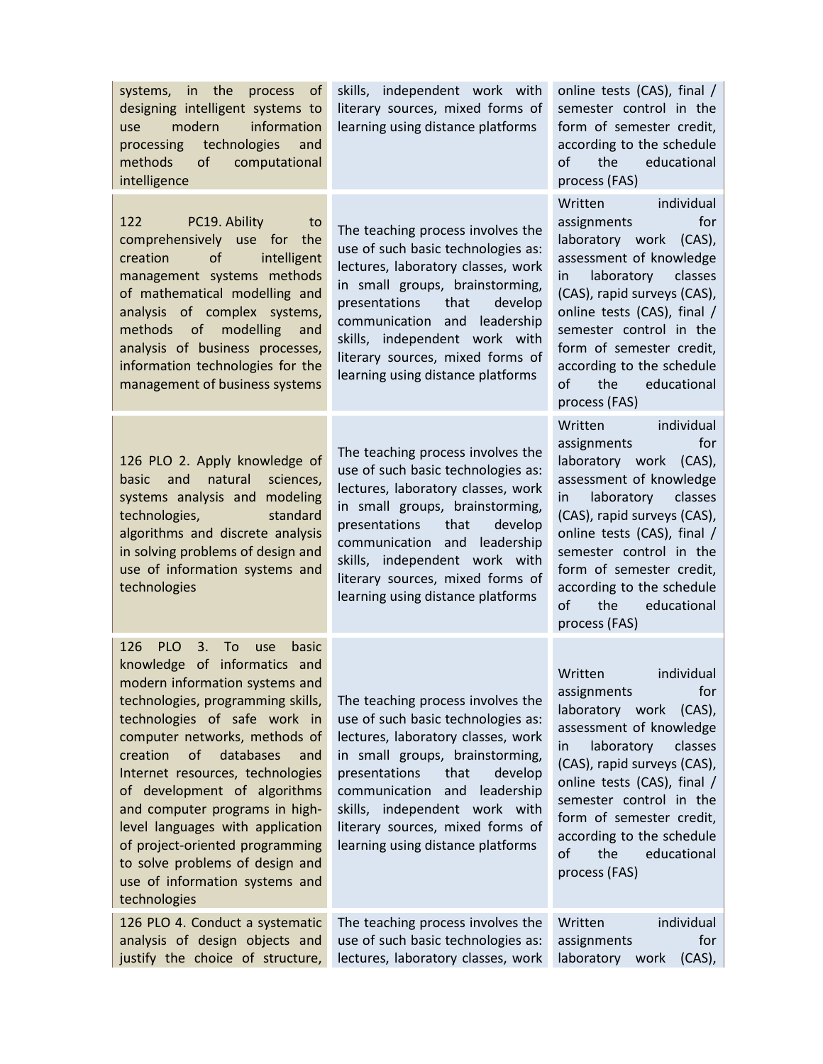| | | |
|---|---|---|
| systems, in the process of designing intelligent systems to use modern information processing technologies and methods of computational intelligence | skills, independent work with literary sources, mixed forms of learning using distance platforms | online tests (CAS), final / semester control in the form of semester credit, according to the schedule of the educational process (FAS) |
| 122 PC19. Ability to comprehensively use for the creation of intelligent management systems methods of mathematical modelling and analysis of complex systems, methods of modelling and analysis of business processes, information technologies for the management of business systems | The teaching process involves the use of such basic technologies as: lectures, laboratory classes, work in small groups, brainstorming, presentations that develop communication and leadership skills, independent work with literary sources, mixed forms of learning using distance platforms | Written individual assignments for laboratory work (CAS), assessment of knowledge in laboratory classes (CAS), rapid surveys (CAS), online tests (CAS), final / semester control in the form of semester credit, according to the schedule of the educational process (FAS) |
| 126 PLO 2. Apply knowledge of basic and natural sciences, systems analysis and modeling technologies, standard algorithms and discrete analysis in solving problems of design and use of information systems and technologies | The teaching process involves the use of such basic technologies as: lectures, laboratory classes, work in small groups, brainstorming, presentations that develop communication and leadership skills, independent work with literary sources, mixed forms of learning using distance platforms | Written individual assignments for laboratory work (CAS), assessment of knowledge in laboratory classes (CAS), rapid surveys (CAS), online tests (CAS), final / semester control in the form of semester credit, according to the schedule of the educational process (FAS) |
| 126 PLO 3. To use basic knowledge of informatics and modern information systems and technologies, programming skills, technologies of safe work in computer networks, methods of creation of databases and Internet resources, technologies of development of algorithms and computer programs in high-level languages with application of project-oriented programming to solve problems of design and use of information systems and technologies | The teaching process involves the use of such basic technologies as: lectures, laboratory classes, work in small groups, brainstorming, presentations that develop communication and leadership skills, independent work with literary sources, mixed forms of learning using distance platforms | Written individual assignments for laboratory work (CAS), assessment of knowledge in laboratory classes (CAS), rapid surveys (CAS), online tests (CAS), final / semester control in the form of semester credit, according to the schedule of the educational process (FAS) |
| 126 PLO 4. Conduct a systematic analysis of design objects and justify the choice of structure, | The teaching process involves the use of such basic technologies as: lectures, laboratory classes, work | Written individual assignments for laboratory work (CAS), |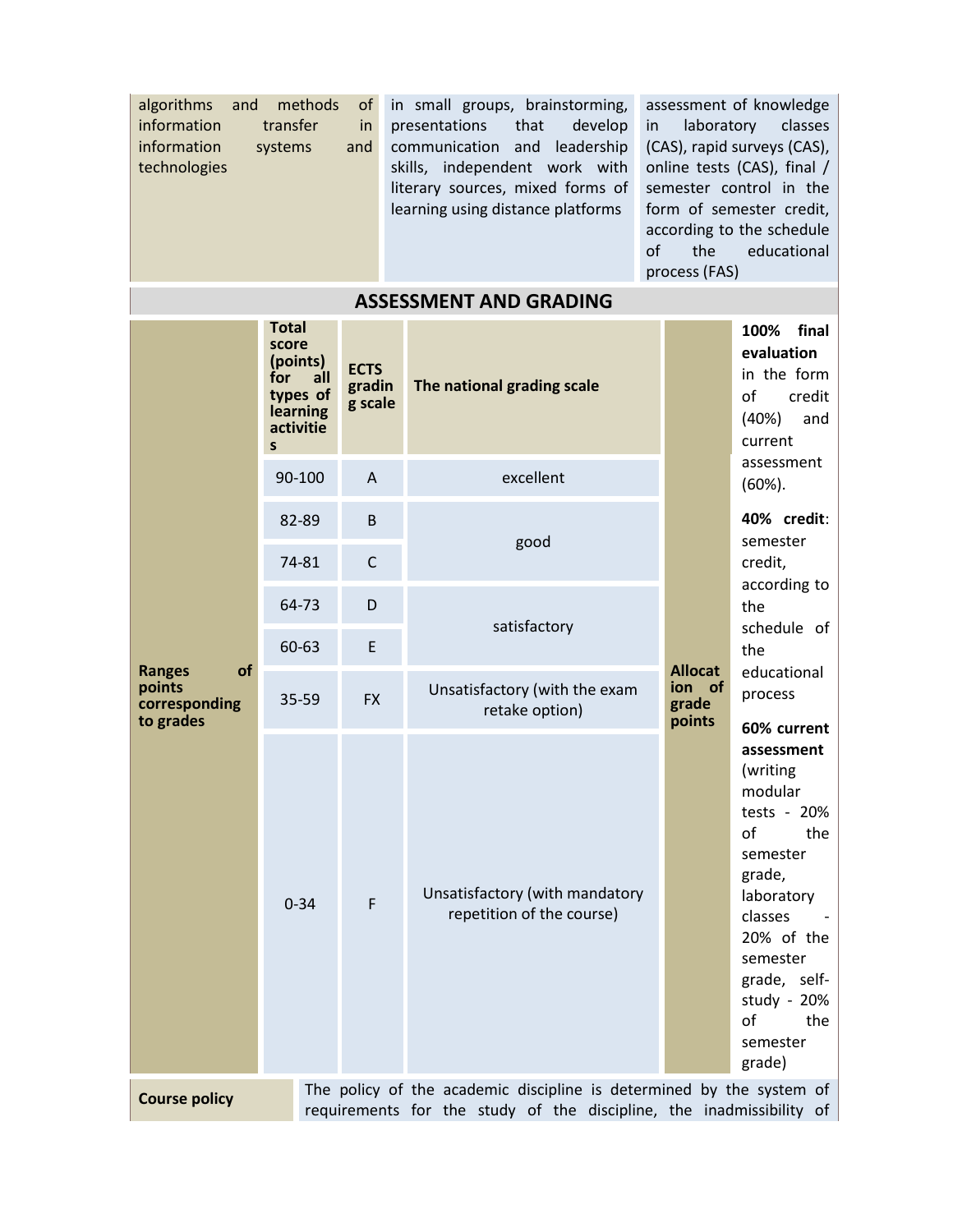| | | |
|---|---|---|
| algorithms and methods of information transfer in information systems and technologies | in small groups, brainstorming, presentations that develop communication and leadership skills, independent work with literary sources, mixed forms of learning using distance platforms | assessment of knowledge in laboratory classes (CAS), rapid surveys (CAS), online tests (CAS), final / semester control in the form of semester credit, according to the schedule of the educational process (FAS) |

## ASSESSMENT AND GRADING

| Ranges of points corresponding to grades | Total score (points) for all types of learning activities | ECTS grading scale | The national grading scale | Allocation of grade points | |
|---|---|---|---|---|---|
| | 90-100 | A | excellent | | **100% final evaluation** in the form of credit (40%) and current assessment (60%). **40% credit**: semester credit, according to the schedule of the educational process **60% current assessment** (writing modular tests - 20% of the semester grade, laboratory classes - 20% of the semester grade, self-study - 20% of the semester grade) |
| | 82-89 | B | good | | |
| | 74-81 | C | | | |
| | 64-73 | D | satisfactory | | |
| | 60-63 | E | | | |
| | 35-59 | FX | Unsatisfactory (with the exam retake option) | | |
| | 0-34 | F | Unsatisfactory (with mandatory repetition of the course) | | |

| | |
|---|---|
| **Course policy** | The policy of the academic discipline is determined by the system of requirements for the study of the discipline, the inadmissibility of |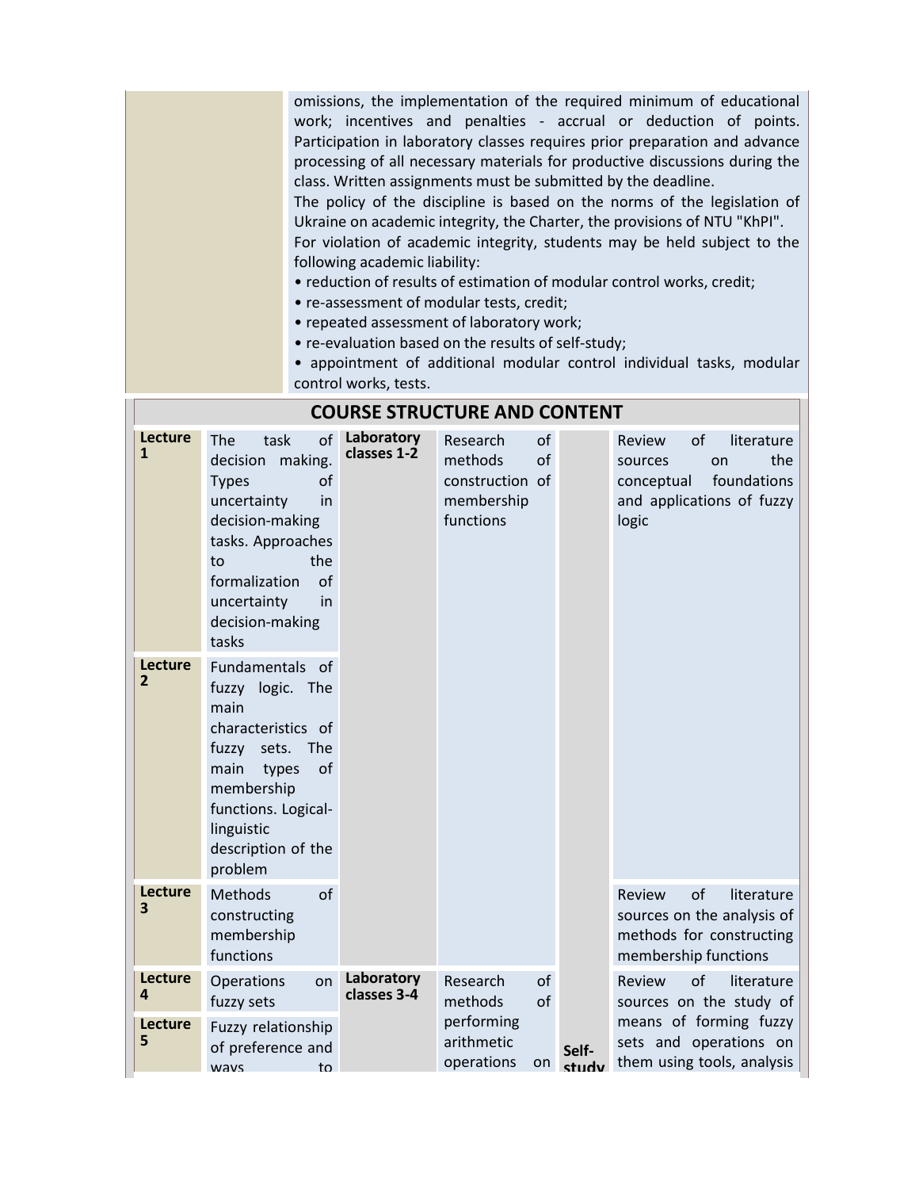| | |
|---|---|
| | omissions, the implementation of the required minimum of educational work; incentives and penalties - accrual or deduction of points. Participation in laboratory classes requires prior preparation and advance processing of all necessary materials for productive discussions during the class. Written assignments must be submitted by the deadline.<br>The policy of the discipline is based on the norms of the legislation of Ukraine on academic integrity, the Charter, the provisions of NTU "KhPI".<br>For violation of academic integrity, students may be held subject to the following academic liability:<br>• reduction of results of estimation of modular control works, credit;<br>• re-assessment of modular tests, credit;<br>• repeated assessment of laboratory work;<br>• re-evaluation based on the results of self-study;<br>• appointment of additional modular control individual tasks, modular control works, tests. |

## COURSE STRUCTURE AND CONTENT

| | | | | | |
|---|---|---|---|---|---|
| **Lecture 1** | The task of decision making. Types of uncertainty in decision-making tasks. Approaches to the formalization of uncertainty in decision-making tasks | **Laboratory classes 1-2** | Research of methods of construction of membership functions | | Review of literature sources on the conceptual foundations and applications of fuzzy logic |
| **Lecture 2** | Fundamentals of fuzzy logic. The main characteristics of fuzzy sets. The main types of membership functions. Logical-linguistic description of the problem | | | | |
| **Lecture 3** | Methods of constructing membership functions | | | | Review of literature sources on the analysis of methods for constructing membership functions |
| **Lecture 4** | Operations on fuzzy sets | **Laboratory classes 3-4** | Research of methods of performing arithmetic operations on | **Self-study** | Review of literature sources on the study of means of forming fuzzy sets and operations on them using tools, analysis |
| **Lecture 5** | Fuzzy relationship of preference and ways to | | | | |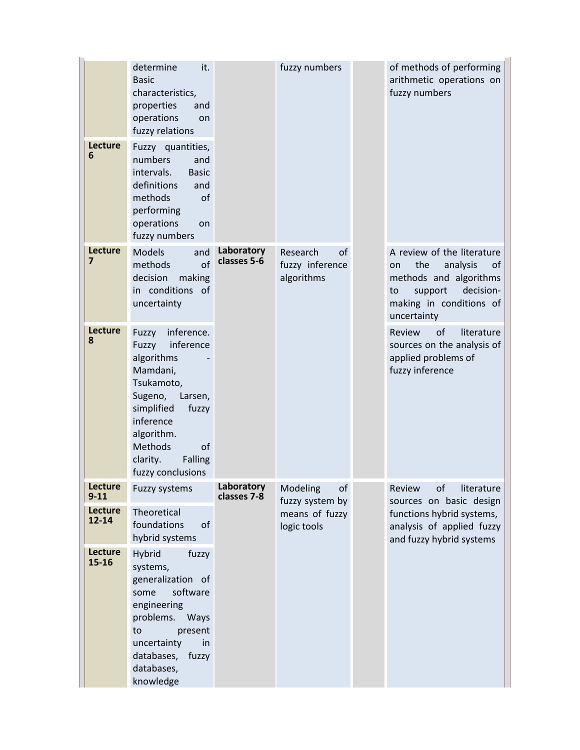| | | | | | |
|---|---|---|---|---|---|
| | determine it. Basic characteristics, properties and operations on fuzzy relations | | fuzzy numbers | | of methods of performing arithmetic operations on fuzzy numbers |
| **Lecture 6** | Fuzzy quantities, numbers and intervals. Basic definitions and methods of performing operations on fuzzy numbers | | | | |
| **Lecture 7** | Models and methods of decision making in conditions of uncertainty | **Laboratory classes 5-6** | Research of fuzzy inference algorithms | | A review of the literature on the analysis of methods and algorithms to support decision-making in conditions of uncertainty |
| **Lecture 8** | Fuzzy inference. Fuzzy inference algorithms - Mamdani, Tsukamoto, Sugeno, Larsen, simplified fuzzy inference algorithm. Methods of clarity. Falling fuzzy conclusions | | | | Review of literature sources on the analysis of applied problems of fuzzy inference |
| **Lecture 9-11** | Fuzzy systems | **Laboratory classes 7-8** | Modeling of fuzzy system by means of fuzzy logic tools | | Review of literature sources on basic design functions hybrid systems, analysis of applied fuzzy and fuzzy hybrid systems |
| **Lecture 12-14** | Theoretical foundations of hybrid systems | | | | |
| **Lecture 15-16** | Hybrid fuzzy systems, generalization of some software engineering problems. Ways to present uncertainty in databases, fuzzy databases, knowledge | | | | |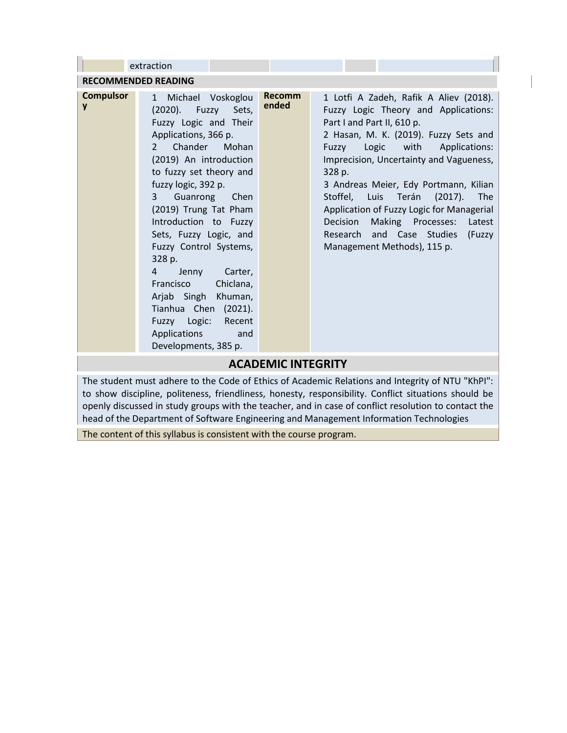| | | | | | | |
|---|---|---|---|---|---|---|
| | extraction | | | | | |

**RECOMMENDED READING**

| | | | |
|---|---|---|---|
| **Compulsory** | 1 Michael Voskoglou (2020). Fuzzy Sets, Fuzzy Logic and Their Applications, 366 p.<br>2 Chander Mohan (2019) An introduction to fuzzy set theory and fuzzy logic, 392 p.<br>3 Guanrong Chen (2019) Trung Tat Pham Introduction to Fuzzy Sets, Fuzzy Logic, and Fuzzy Control Systems, 328 p.<br>4 Jenny Carter, Francisco Chiclana, Arjab Singh Khuman, Tianhua Chen (2021). Fuzzy Logic: Recent Applications and Developments, 385 p. | **Recommended** | 1 Lotfi A Zadeh, Rafik A Aliev (2018). Fuzzy Logic Theory and Applications: Part I and Part II, 610 p.<br>2 Hasan, M. K. (2019). Fuzzy Sets and Fuzzy Logic with Applications: Imprecision, Uncertainty and Vagueness, 328 p.<br>3 Andreas Meier, Edy Portmann, Kilian Stoffel, Luis Terán (2017). The Application of Fuzzy Logic for Managerial Decision Making Processes: Latest Research and Case Studies (Fuzzy Management Methods), 115 p. |

## ACADEMIC INTEGRITY

The student must adhere to the Code of Ethics of Academic Relations and Integrity of NTU "KhPI": to show discipline, politeness, friendliness, honesty, responsibility. Conflict situations should be openly discussed in study groups with the teacher, and in case of conflict resolution to contact the head of the Department of Software Engineering and Management Information Technologies

The content of this syllabus is consistent with the course program.